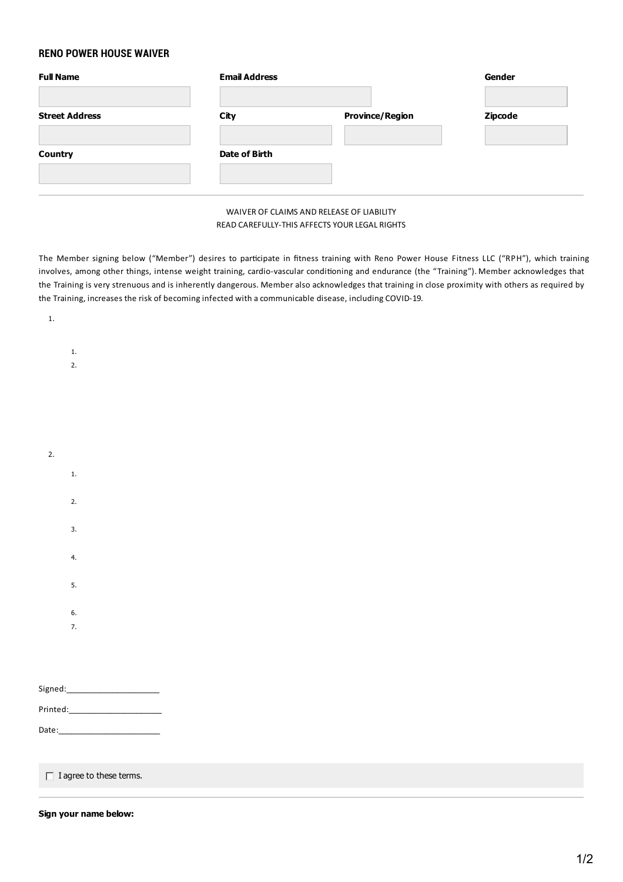## RENO POWER HOUSE WAIVER

| Full Name | Email Address | | Gender |
|---|---|---|---|
| | | | |
| **Street Address** | **City** | **Province/Region** | **Zipcode** |
| | | | |
| **Country** | **Date of Birth** | | |
| | | | |

---

WAIVER OF CLAIMS AND RELEASE OF LIABILITY
READ CAREFULLY-THIS AFFECTS YOUR LEGAL RIGHTS

The Member signing below ("Member") desires to participate in fitness training with Reno Power House Fitness LLC ("RPH"), which training involves, among other things, intense weight training, cardio-vascular conditioning and endurance (the "Training"). Member acknowledges that the Training is very strenuous and is inherently dangerous. Member also acknowledges that training in close proximity with others as required by the Training, increases the risk of becoming infected with a communicable disease, including COVID-19.

1.
    1.
    2.
2.
    1.
    2.
    3.
    4.
    5.
    6.
    7.

Signed:____________________

Printed:____________________

Date:______________________

☐ I agree to these terms.

---

**Sign your name below:**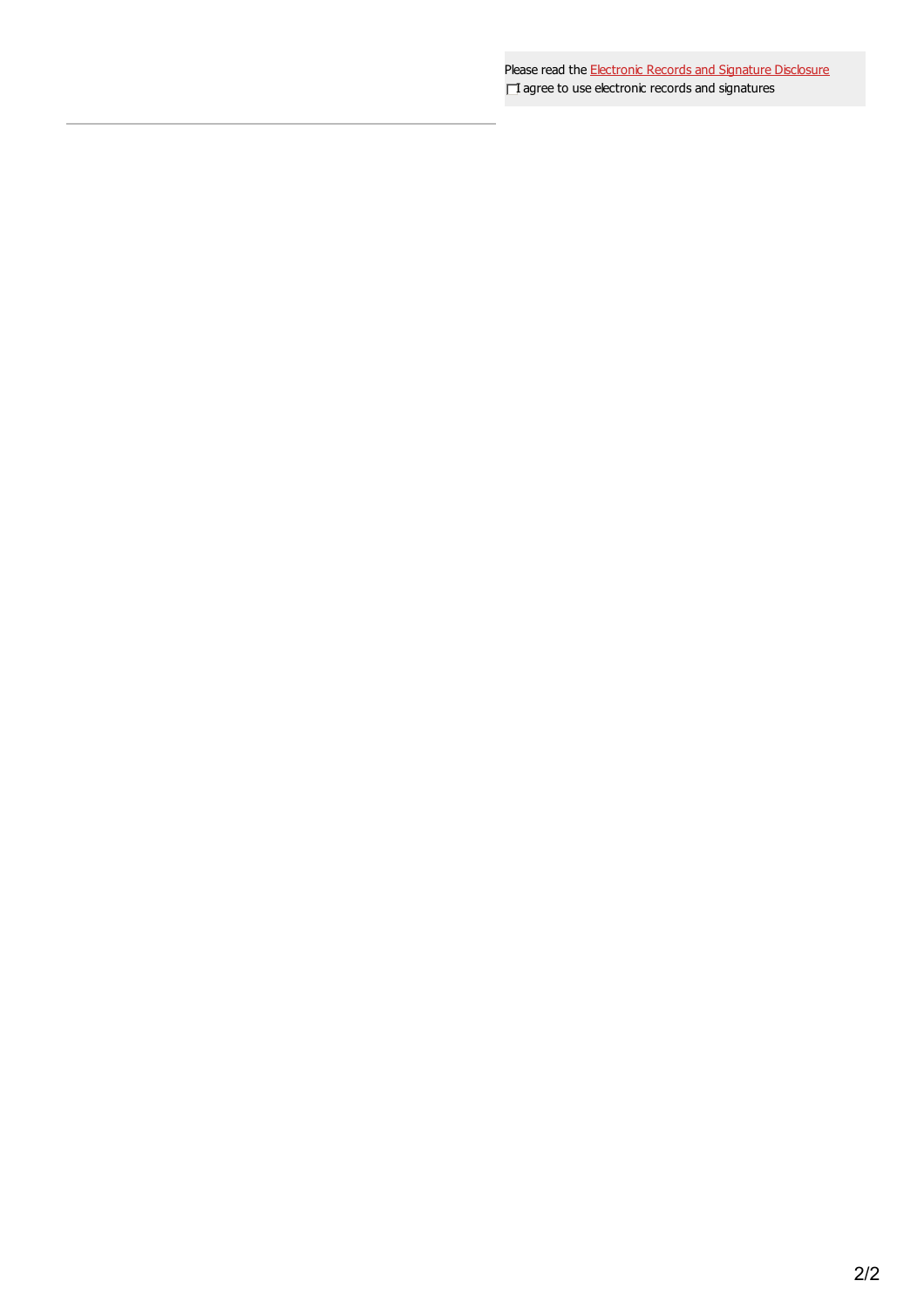Please read the Electronic Records and Signature Disclosure

☐ I agree to use electronic records and signatures

---